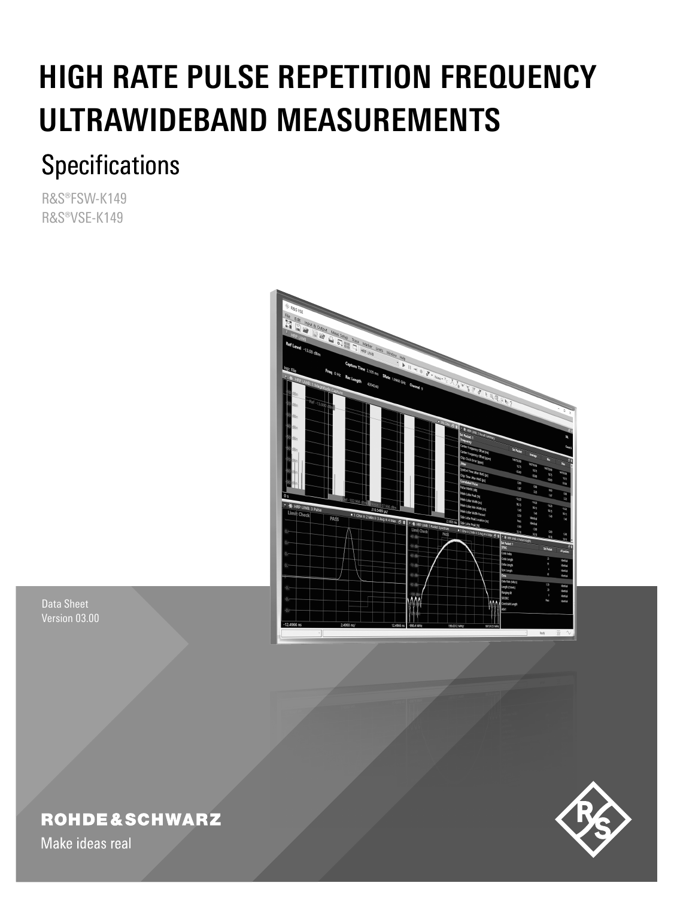# HIGH RATE PULSE REPETITION FREQUENCY ULTRAWIDEBAND MEASUREMENTS

## Specifications

R&S®FSW-K149
R&S®VSE-K149

Data Sheet
Version 03.00

ROHDE&SCHWARZ

Make ideas real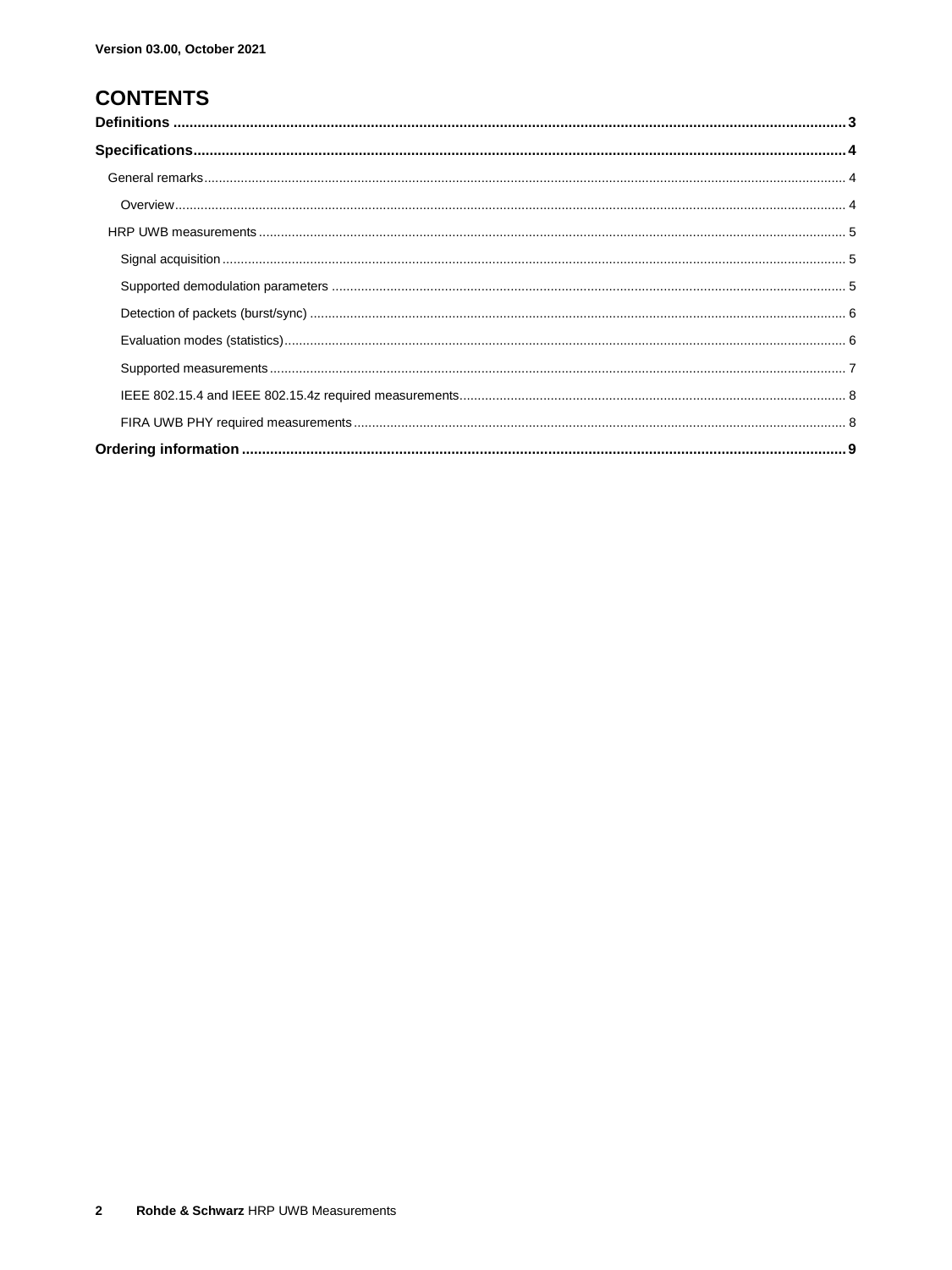Version 03.00, October 2021

# CONTENTS

**Definitions** ..... **3**

**Specifications** ..... **4**

- General remarks ..... 4
  - Overview ..... 4
- HRP UWB measurements ..... 5
  - Signal acquisition ..... 5
  - Supported demodulation parameters ..... 5
  - Detection of packets (burst/sync) ..... 6
  - Evaluation modes (statistics) ..... 6
  - Supported measurements ..... 7
  - IEEE 802.15.4 and IEEE 802.15.4z required measurements ..... 8
  - FIRA UWB PHY required measurements ..... 8

**Ordering information** ..... **9**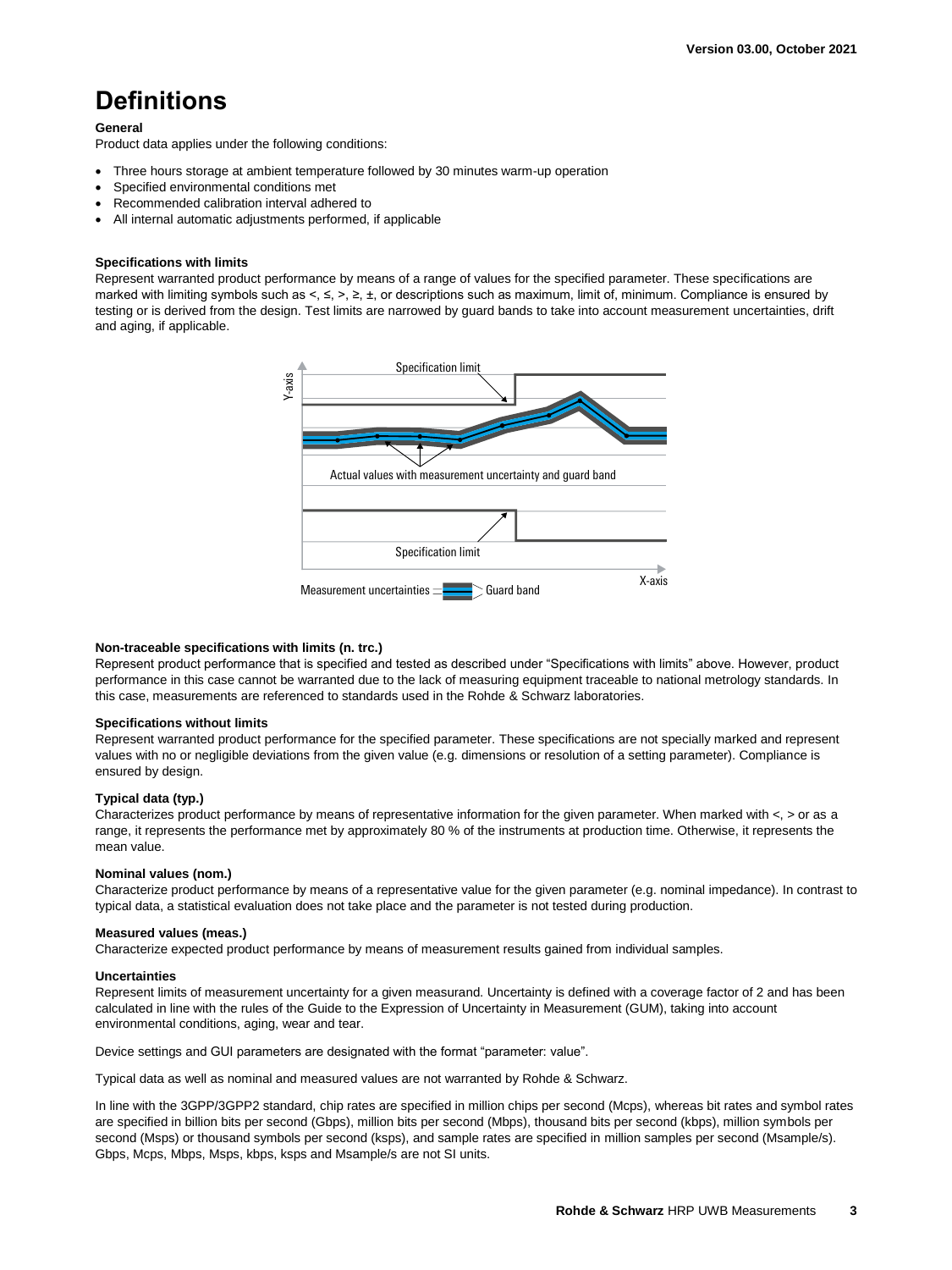# Definitions

**General**

Product data applies under the following conditions:

- Three hours storage at ambient temperature followed by 30 minutes warm-up operation
- Specified environmental conditions met
- Recommended calibration interval adhered to
- All internal automatic adjustments performed, if applicable

**Specifications with limits**

Represent warranted product performance by means of a range of values for the specified parameter. These specifications are marked with limiting symbols such as <, ≤, >, ≥, ±, or descriptions such as maximum, limit of, minimum. Compliance is ensured by testing or is derived from the design. Test limits are narrowed by guard bands to take into account measurement uncertainties, drift and aging, if applicable.

Specification limit

Y-axis

Actual values with measurement uncertainty and guard band

Specification limit

X-axis

Measurement uncertainties Guard band

**Non-traceable specifications with limits (n. trc.)**

Represent product performance that is specified and tested as described under "Specifications with limits" above. However, product performance in this case cannot be warranted due to the lack of measuring equipment traceable to national metrology standards. In this case, measurements are referenced to standards used in the Rohde & Schwarz laboratories.

**Specifications without limits**

Represent warranted product performance for the specified parameter. These specifications are not specially marked and represent values with no or negligible deviations from the given value (e.g. dimensions or resolution of a setting parameter). Compliance is ensured by design.

**Typical data (typ.)**

Characterizes product performance by means of representative information for the given parameter. When marked with <, > or as a range, it represents the performance met by approximately 80 % of the instruments at production time. Otherwise, it represents the mean value.

**Nominal values (nom.)**

Characterize product performance by means of a representative value for the given parameter (e.g. nominal impedance). In contrast to typical data, a statistical evaluation does not take place and the parameter is not tested during production.

**Measured values (meas.)**

Characterize expected product performance by means of measurement results gained from individual samples.

**Uncertainties**

Represent limits of measurement uncertainty for a given measurand. Uncertainty is defined with a coverage factor of 2 and has been calculated in line with the rules of the Guide to the Expression of Uncertainty in Measurement (GUM), taking into account environmental conditions, aging, wear and tear.

Device settings and GUI parameters are designated with the format "parameter: value".

Typical data as well as nominal and measured values are not warranted by Rohde & Schwarz.

In line with the 3GPP/3GPP2 standard, chip rates are specified in million chips per second (Mcps), whereas bit rates and symbol rates are specified in billion bits per second (Gbps), million bits per second (Mbps), thousand bits per second (kbps), million symbols per second (Msps) or thousand symbols per second (ksps), and sample rates are specified in million samples per second (Msample/s). Gbps, Mcps, Mbps, Msps, kbps, ksps and Msample/s are not SI units.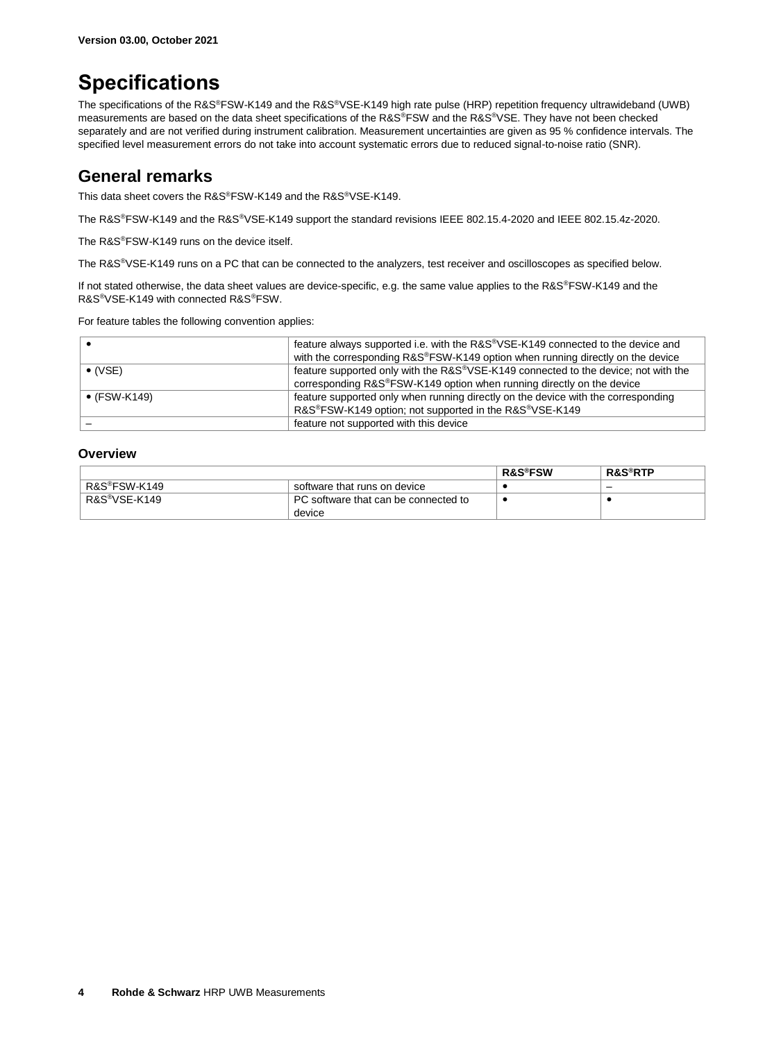Version 03.00, October 2021

# Specifications

The specifications of the R&S®FSW-K149 and the R&S®VSE-K149 high rate pulse (HRP) repetition frequency ultrawideband (UWB) measurements are based on the data sheet specifications of the R&S®FSW and the R&S®VSE. They have not been checked separately and are not verified during instrument calibration. Measurement uncertainties are given as 95 % confidence intervals. The specified level measurement errors do not take into account systematic errors due to reduced signal-to-noise ratio (SNR).

## General remarks

This data sheet covers the R&S®FSW-K149 and the R&S®VSE-K149.

The R&S®FSW-K149 and the R&S®VSE-K149 support the standard revisions IEEE 802.15.4-2020 and IEEE 802.15.4z-2020.

The R&S®FSW-K149 runs on the device itself.

The R&S®VSE-K149 runs on a PC that can be connected to the analyzers, test receiver and oscilloscopes as specified below.

If not stated otherwise, the data sheet values are device-specific, e.g. the same value applies to the R&S®FSW-K149 and the R&S®VSE-K149 with connected R&S®FSW.

For feature tables the following convention applies:

| | |
|---|---|
| • | feature always supported i.e. with the R&S®VSE-K149 connected to the device and with the corresponding R&S®FSW-K149 option when running directly on the device |
| • (VSE) | feature supported only with the R&S®VSE-K149 connected to the device; not with the corresponding R&S®FSW-K149 option when running directly on the device |
| • (FSW-K149) | feature supported only when running directly on the device with the corresponding R&S®FSW-K149 option; not supported in the R&S®VSE-K149 |
| – | feature not supported with this device |

### Overview

| | | R&S®FSW | R&S®RTP |
|---|---|---|---|
| R&S®FSW-K149 | software that runs on device | • | – |
| R&S®VSE-K149 | PC software that can be connected to device | • | • |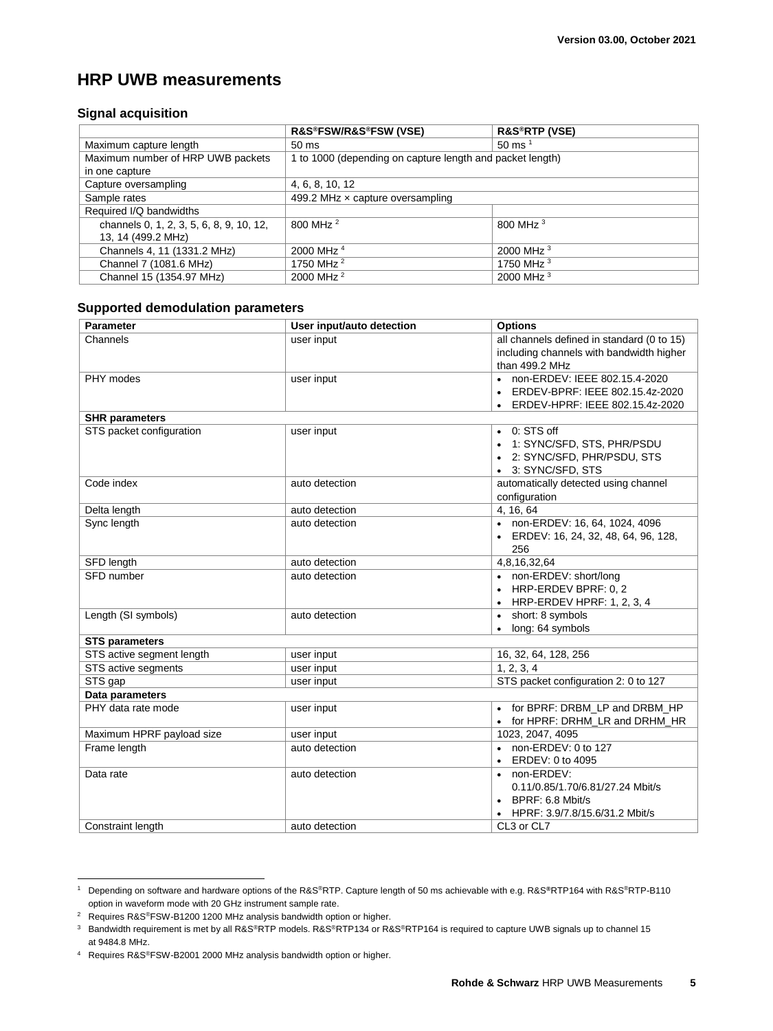# HRP UWB measurements

## Signal acquisition

| | R&S®FSW/R&S®FSW (VSE) | R&S®RTP (VSE) |
|---|---|---|
| Maximum capture length | 50 ms | 50 ms [1] |
| Maximum number of HRP UWB packets in one capture | 1 to 1000 (depending on capture length and packet length) | |
| Capture oversampling | 4, 6, 8, 10, 12 | |
| Sample rates | 499.2 MHz × capture oversampling | |
| Required I/Q bandwidths | | |
| channels 0, 1, 2, 3, 5, 6, 8, 9, 10, 12, 13, 14 (499.2 MHz) | 800 MHz [2] | 800 MHz [3] |
| Channels 4, 11 (1331.2 MHz) | 2000 MHz [4] | 2000 MHz [3] |
| Channel 7 (1081.6 MHz) | 1750 MHz [2] | 1750 MHz [3] |
| Channel 15 (1354.97 MHz) | 2000 MHz [2] | 2000 MHz [3] |

## Supported demodulation parameters

| Parameter | User input/auto detection | Options |
|---|---|---|
| Channels | user input | all channels defined in standard (0 to 15) including channels with bandwidth higher than 499.2 MHz |
| PHY modes | user input | • non-ERDEV: IEEE 802.15.4-2020<br>• ERDEV-BPRF: IEEE 802.15.4z-2020<br>• ERDEV-HPRF: IEEE 802.15.4z-2020 |
| **SHR parameters** | | |
| STS packet configuration | user input | • 0: STS off<br>• 1: SYNC/SFD, STS, PHR/PSDU<br>• 2: SYNC/SFD, PHR/PSDU, STS<br>• 3: SYNC/SFD, STS |
| Code index | auto detection | automatically detected using channel configuration |
| Delta length | auto detection | 4, 16, 64 |
| Sync length | auto detection | • non-ERDEV: 16, 64, 1024, 4096<br>• ERDEV: 16, 24, 32, 48, 64, 96, 128, 256 |
| SFD length | auto detection | 4,8,16,32,64 |
| SFD number | auto detection | • non-ERDEV: short/long<br>• HRP-ERDEV BPRF: 0, 2<br>• HRP-ERDEV HPRF: 1, 2, 3, 4 |
| Length (SI symbols) | auto detection | • short: 8 symbols<br>• long: 64 symbols |
| **STS parameters** | | |
| STS active segment length | user input | 16, 32, 64, 128, 256 |
| STS active segments | user input | 1, 2, 3, 4 |
| STS gap | user input | STS packet configuration 2: 0 to 127 |
| **Data parameters** | | |
| PHY data rate mode | user input | • for BPRF: DRBM_LP and DRBM_HP<br>• for HPRF: DRHM_LR and DRHM_HR |
| Maximum HPRF payload size | user input | 1023, 2047, 4095 |
| Frame length | auto detection | • non-ERDEV: 0 to 127<br>• ERDEV: 0 to 4095 |
| Data rate | auto detection | • non-ERDEV: 0.11/0.85/1.70/6.81/27.24 Mbit/s<br>• BPRF: 6.8 Mbit/s<br>• HPRF: 3.9/7.8/15.6/31.2 Mbit/s |
| Constraint length | auto detection | CL3 or CL7 |

[1] Depending on software and hardware options of the R&S®RTP. Capture length of 50 ms achievable with e.g. R&S®RTP164 with R&S®RTP-B110 option in waveform mode with 20 GHz instrument sample rate.

[2] Requires R&S®FSW-B1200 1200 MHz analysis bandwidth option or higher.

[3] Bandwidth requirement is met by all R&S®RTP models. R&S®RTP134 or R&S®RTP164 is required to capture UWB signals up to channel 15 at 9484.8 MHz.

[4] Requires R&S®FSW-B2001 2000 MHz analysis bandwidth option or higher.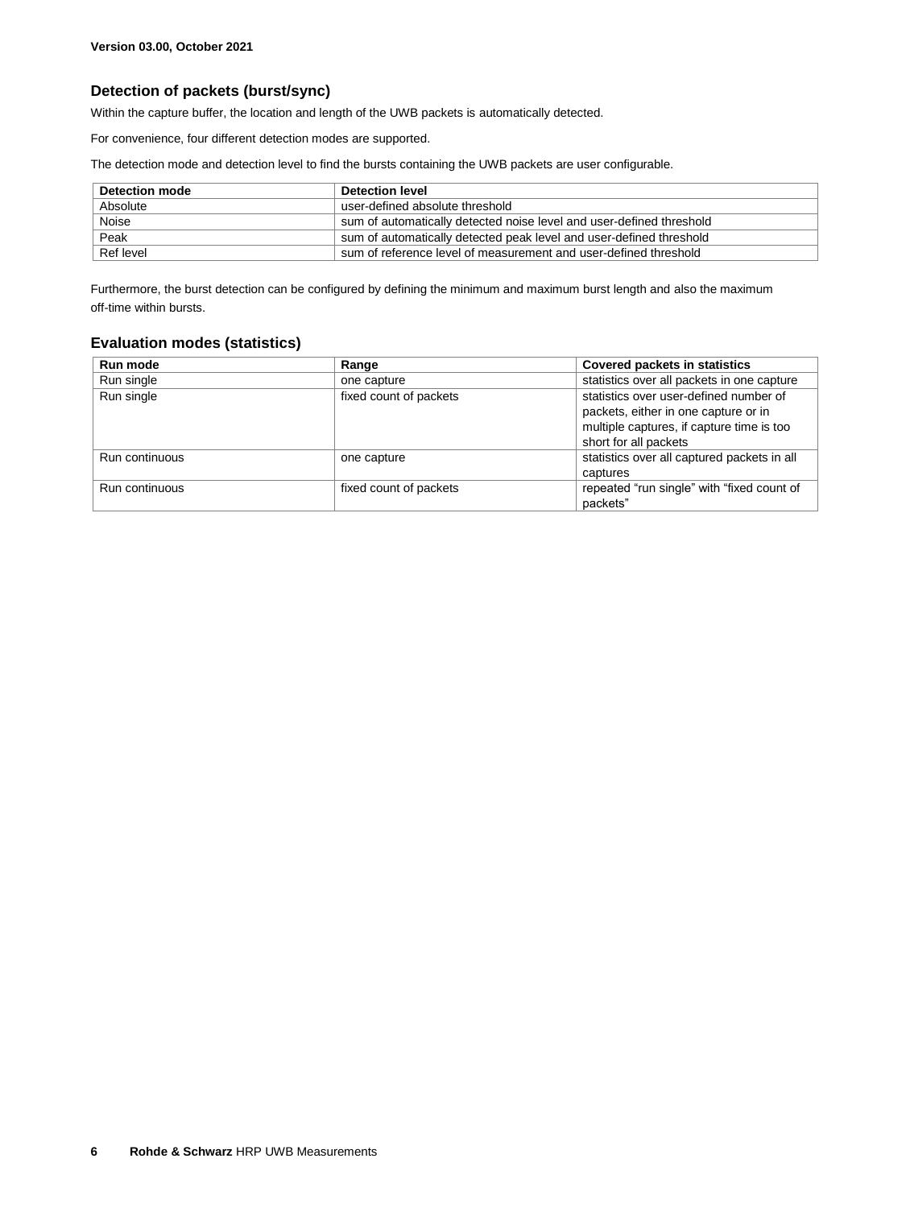### Detection of packets (burst/sync)

Within the capture buffer, the location and length of the UWB packets is automatically detected.

For convenience, four different detection modes are supported.

The detection mode and detection level to find the bursts containing the UWB packets are user configurable.

| Detection mode | Detection level |
|---|---|
| Absolute | user-defined absolute threshold |
| Noise | sum of automatically detected noise level and user-defined threshold |
| Peak | sum of automatically detected peak level and user-defined threshold |
| Ref level | sum of reference level of measurement and user-defined threshold |

Furthermore, the burst detection can be configured by defining the minimum and maximum burst length and also the maximum off-time within bursts.

### Evaluation modes (statistics)

| Run mode | Range | Covered packets in statistics |
|---|---|---|
| Run single | one capture | statistics over all packets in one capture |
| Run single | fixed count of packets | statistics over user-defined number of packets, either in one capture or in multiple captures, if capture time is too short for all packets |
| Run continuous | one capture | statistics over all captured packets in all captures |
| Run continuous | fixed count of packets | repeated "run single" with "fixed count of packets" |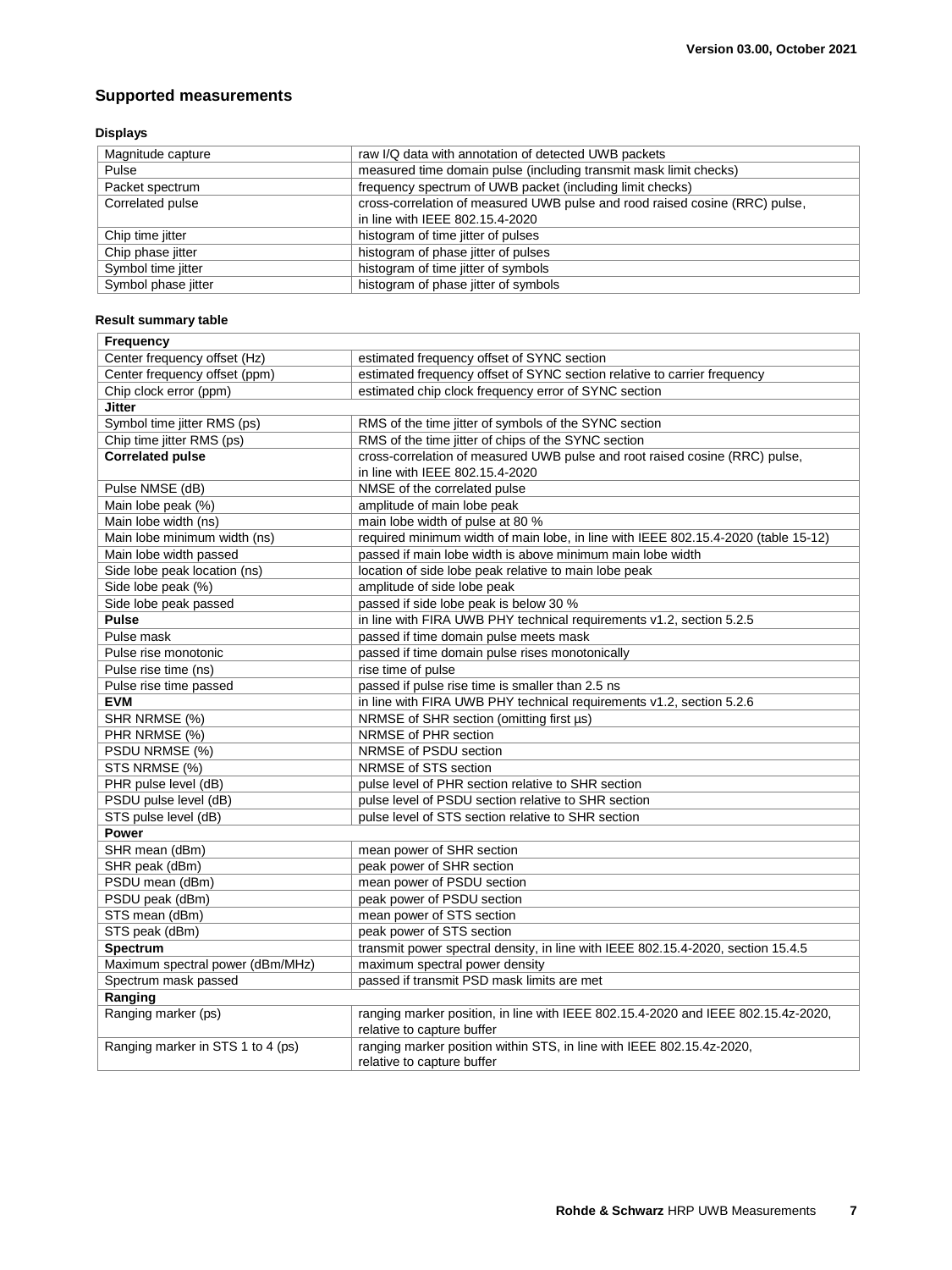## Supported measurements

### Displays

| | |
|---|---|
| Magnitude capture | raw I/Q data with annotation of detected UWB packets |
| Pulse | measured time domain pulse (including transmit mask limit checks) |
| Packet spectrum | frequency spectrum of UWB packet (including limit checks) |
| Correlated pulse | cross-correlation of measured UWB pulse and rood raised cosine (RRC) pulse, in line with IEEE 802.15.4-2020 |
| Chip time jitter | histogram of time jitter of pulses |
| Chip phase jitter | histogram of phase jitter of pulses |
| Symbol time jitter | histogram of time jitter of symbols |
| Symbol phase jitter | histogram of phase jitter of symbols |

### Result summary table

| | |
|---|---|
| **Frequency** | |
| Center frequency offset (Hz) | estimated frequency offset of SYNC section |
| Center frequency offset (ppm) | estimated frequency offset of SYNC section relative to carrier frequency |
| Chip clock error (ppm) | estimated chip clock frequency error of SYNC section |
| **Jitter** | |
| Symbol time jitter RMS (ps) | RMS of the time jitter of symbols of the SYNC section |
| Chip time jitter RMS (ps) | RMS of the time jitter of chips of the SYNC section |
| **Correlated pulse** | cross-correlation of measured UWB pulse and root raised cosine (RRC) pulse, in line with IEEE 802.15.4-2020 |
| Pulse NMSE (dB) | NMSE of the correlated pulse |
| Main lobe peak (%) | amplitude of main lobe peak |
| Main lobe width (ns) | main lobe width of pulse at 80 % |
| Main lobe minimum width (ns) | required minimum width of main lobe, in line with IEEE 802.15.4-2020 (table 15-12) |
| Main lobe width passed | passed if main lobe width is above minimum main lobe width |
| Side lobe peak location (ns) | location of side lobe peak relative to main lobe peak |
| Side lobe peak (%) | amplitude of side lobe peak |
| Side lobe peak passed | passed if side lobe peak is below 30 % |
| **Pulse** | in line with FIRA UWB PHY technical requirements v1.2, section 5.2.5 |
| Pulse mask | passed if time domain pulse meets mask |
| Pulse rise monotonic | passed if time domain pulse rises monotonically |
| Pulse rise time (ns) | rise time of pulse |
| Pulse rise time passed | passed if pulse rise time is smaller than 2.5 ns |
| **EVM** | in line with FIRA UWB PHY technical requirements v1.2, section 5.2.6 |
| SHR NRMSE (%) | NRMSE of SHR section (omitting first µs) |
| PHR NRMSE (%) | NRMSE of PHR section |
| PSDU NRMSE (%) | NRMSE of PSDU section |
| STS NRMSE (%) | NRMSE of STS section |
| PHR pulse level (dB) | pulse level of PHR section relative to SHR section |
| PSDU pulse level (dB) | pulse level of PSDU section relative to SHR section |
| STS pulse level (dB) | pulse level of STS section relative to SHR section |
| **Power** | |
| SHR mean (dBm) | mean power of SHR section |
| SHR peak (dBm) | peak power of SHR section |
| PSDU mean (dBm) | mean power of PSDU section |
| PSDU peak (dBm) | peak power of PSDU section |
| STS mean (dBm) | mean power of STS section |
| STS peak (dBm) | peak power of STS section |
| **Spectrum** | transmit power spectral density, in line with IEEE 802.15.4-2020, section 15.4.5 |
| Maximum spectral power (dBm/MHz) | maximum spectral power density |
| Spectrum mask passed | passed if transmit PSD mask limits are met |
| **Ranging** | |
| Ranging marker (ps) | ranging marker position, in line with IEEE 802.15.4-2020 and IEEE 802.15.4z-2020, relative to capture buffer |
| Ranging marker in STS 1 to 4 (ps) | ranging marker position within STS, in line with IEEE 802.15.4z-2020, relative to capture buffer |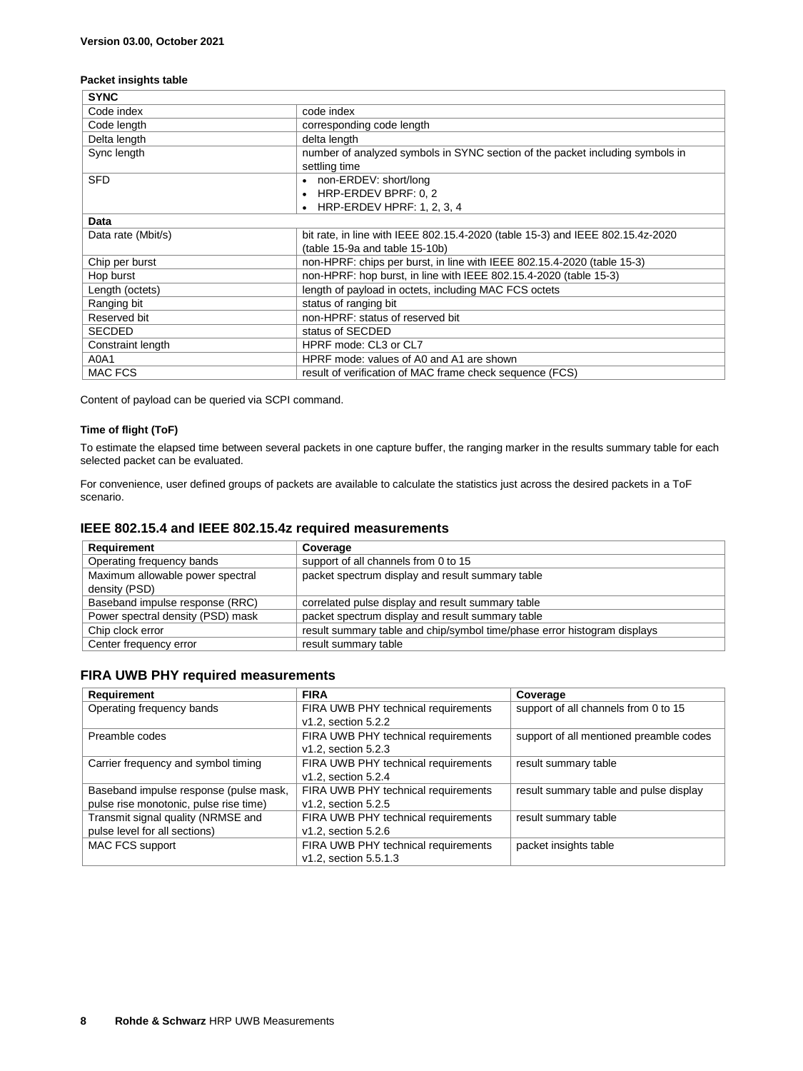**Version 03.00, October 2021**

**Packet insights table**

| SYNC | |
|---|---|
| Code index | code index |
| Code length | corresponding code length |
| Delta length | delta length |
| Sync length | number of analyzed symbols in SYNC section of the packet including symbols in settling time |
| SFD | • non-ERDEV: short/long<br>• HRP-ERDEV BPRF: 0, 2<br>• HRP-ERDEV HPRF: 1, 2, 3, 4 |
| **Data** | |
| Data rate (Mbit/s) | bit rate, in line with IEEE 802.15.4-2020 (table 15-3) and IEEE 802.15.4z-2020 (table 15-9a and table 15-10b) |
| Chip per burst | non-HPRF: chips per burst, in line with IEEE 802.15.4-2020 (table 15-3) |
| Hop burst | non-HPRF: hop burst, in line with IEEE 802.15.4-2020 (table 15-3) |
| Length (octets) | length of payload in octets, including MAC FCS octets |
| Ranging bit | status of ranging bit |
| Reserved bit | non-HPRF: status of reserved bit |
| SECDED | status of SECDED |
| Constraint length | HPRF mode: CL3 or CL7 |
| A0A1 | HPRF mode: values of A0 and A1 are shown |
| MAC FCS | result of verification of MAC frame check sequence (FCS) |

Content of payload can be queried via SCPI command.

**Time of flight (ToF)**

To estimate the elapsed time between several packets in one capture buffer, the ranging marker in the results summary table for each selected packet can be evaluated.

For convenience, user defined groups of packets are available to calculate the statistics just across the desired packets in a ToF scenario.

## IEEE 802.15.4 and IEEE 802.15.4z required measurements

| Requirement | Coverage |
|---|---|
| Operating frequency bands | support of all channels from 0 to 15 |
| Maximum allowable power spectral density (PSD) | packet spectrum display and result summary table |
| Baseband impulse response (RRC) | correlated pulse display and result summary table |
| Power spectral density (PSD) mask | packet spectrum display and result summary table |
| Chip clock error | result summary table and chip/symbol time/phase error histogram displays |
| Center frequency error | result summary table |

## FIRA UWB PHY required measurements

| Requirement | FIRA | Coverage |
|---|---|---|
| Operating frequency bands | FIRA UWB PHY technical requirements v1.2, section 5.2.2 | support of all channels from 0 to 15 |
| Preamble codes | FIRA UWB PHY technical requirements v1.2, section 5.2.3 | support of all mentioned preamble codes |
| Carrier frequency and symbol timing | FIRA UWB PHY technical requirements v1.2, section 5.2.4 | result summary table |
| Baseband impulse response (pulse mask, pulse rise monotonic, pulse rise time) | FIRA UWB PHY technical requirements v1.2, section 5.2.5 | result summary table and pulse display |
| Transmit signal quality (NRMSE and pulse level for all sections) | FIRA UWB PHY technical requirements v1.2, section 5.2.6 | result summary table |
| MAC FCS support | FIRA UWB PHY technical requirements v1.2, section 5.5.1.3 | packet insights table |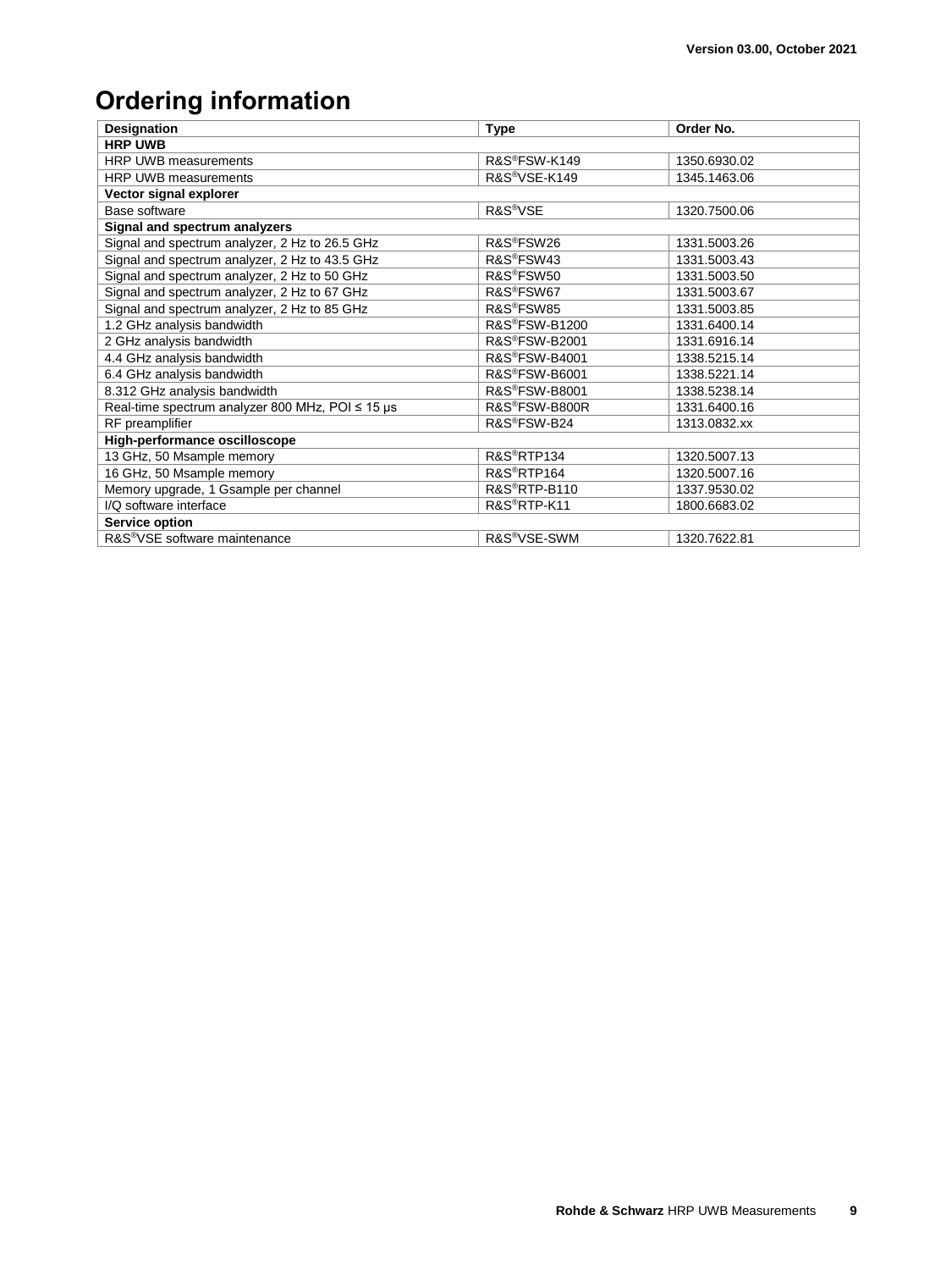# Ordering information

| Designation | Type | Order No. |
|---|---|---|
| **HRP UWB** | | |
| HRP UWB measurements | R&S®FSW-K149 | 1350.6930.02 |
| HRP UWB measurements | R&S®VSE-K149 | 1345.1463.06 |
| **Vector signal explorer** | | |
| Base software | R&S®VSE | 1320.7500.06 |
| **Signal and spectrum analyzers** | | |
| Signal and spectrum analyzer, 2 Hz to 26.5 GHz | R&S®FSW26 | 1331.5003.26 |
| Signal and spectrum analyzer, 2 Hz to 43.5 GHz | R&S®FSW43 | 1331.5003.43 |
| Signal and spectrum analyzer, 2 Hz to 50 GHz | R&S®FSW50 | 1331.5003.50 |
| Signal and spectrum analyzer, 2 Hz to 67 GHz | R&S®FSW67 | 1331.5003.67 |
| Signal and spectrum analyzer, 2 Hz to 85 GHz | R&S®FSW85 | 1331.5003.85 |
| 1.2 GHz analysis bandwidth | R&S®FSW-B1200 | 1331.6400.14 |
| 2 GHz analysis bandwidth | R&S®FSW-B2001 | 1331.6916.14 |
| 4.4 GHz analysis bandwidth | R&S®FSW-B4001 | 1338.5215.14 |
| 6.4 GHz analysis bandwidth | R&S®FSW-B6001 | 1338.5221.14 |
| 8.312 GHz analysis bandwidth | R&S®FSW-B8001 | 1338.5238.14 |
| Real-time spectrum analyzer 800 MHz, POI ≤ 15 µs | R&S®FSW-B800R | 1331.6400.16 |
| RF preamplifier | R&S®FSW-B24 | 1313.0832.xx |
| **High-performance oscilloscope** | | |
| 13 GHz, 50 Msample memory | R&S®RTP134 | 1320.5007.13 |
| 16 GHz, 50 Msample memory | R&S®RTP164 | 1320.5007.16 |
| Memory upgrade, 1 Gsample per channel | R&S®RTP-B110 | 1337.9530.02 |
| I/Q software interface | R&S®RTP-K11 | 1800.6683.02 |
| **Service option** | | |
| R&S®VSE software maintenance | R&S®VSE-SWM | 1320.7622.81 |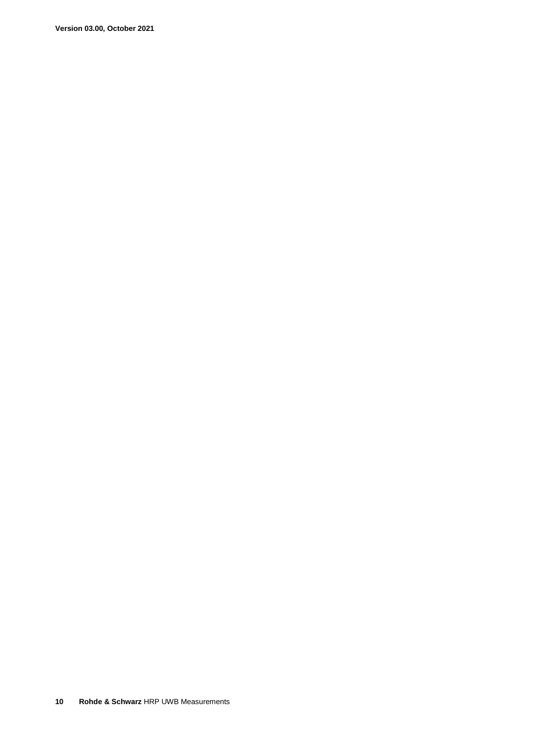**Version 03.00, October 2021**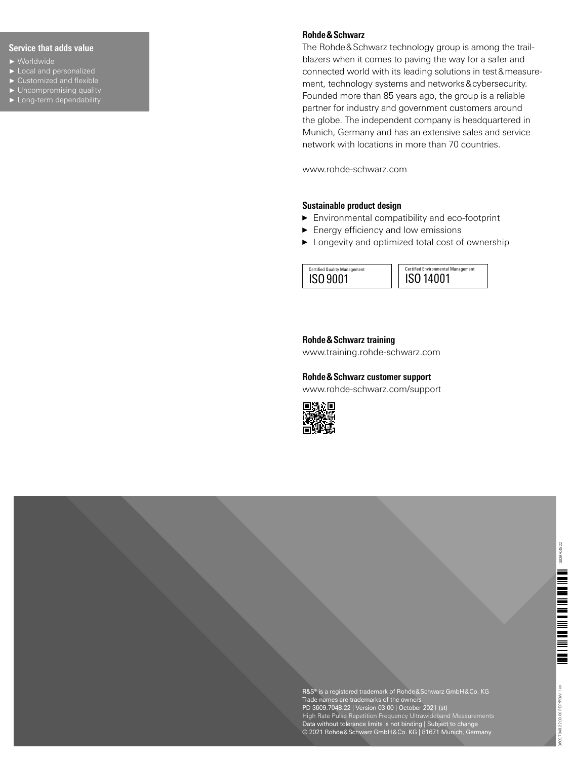## Service that adds value

- ► Worldwide
- ► Local and personalized
- ► Customized and flexible
- ► Uncompromising quality
- ► Long-term dependability

## Rohde&Schwarz

The Rohde&Schwarz technology group is among the trail-blazers when it comes to paving the way for a safer and connected world with its leading solutions in test&measurement, technology systems and networks&cybersecurity. Founded more than 85 years ago, the group is a reliable partner for industry and government customers around the globe. The independent company is headquartered in Munich, Germany and has an extensive sales and service network with locations in more than 70 countries.

www.rohde-schwarz.com

## Sustainable product design

- ► Environmental compatibility and eco-footprint
- ► Energy efficiency and low emissions
- ► Longevity and optimized total cost of ownership

Certified Quality Management
ISO 9001

Certified Environmental Management
ISO 14001

## Rohde&Schwarz training

www.training.rohde-schwarz.com

## Rohde&Schwarz customer support

www.rohde-schwarz.com/support

R&S® is a registered trademark of Rohde&Schwarz GmbH&Co. KG
Trade names are trademarks of the owners
PD 3609.7048.22 | Version 03.00 | October 2021 (st)
High Rate Pulse Repetition Frequency Ultrawideband Measurements
Data without tolerance limits is not binding | Subject to change
© 2021 Rohde&Schwarz GmbH&Co. KG | 81671 Munich, Germany

3609704822

3609.7048.22 03.00 PDP/PDW 1 en